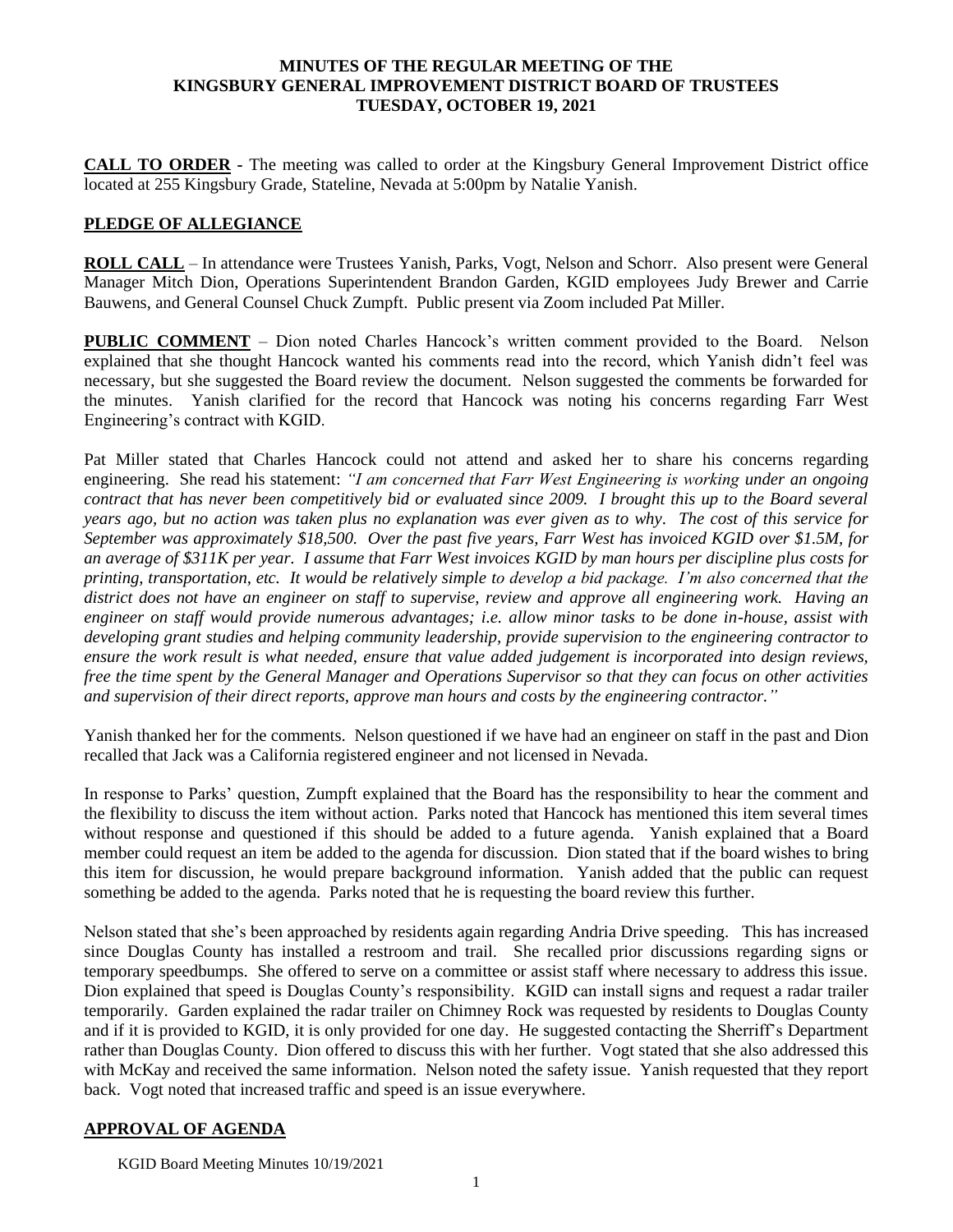# MINUTES OF THE REGULAR MEETING OF THE KINGSBURY GENERAL IMPROVEMENT DISTRICT BOARD OF TRUSTEES TUESDAY, OCTOBER 19, 2021

**CALL TO ORDER** - The meeting was called to order at the Kingsbury General Improvement District office located at 255 Kingsbury Grade, Stateline, Nevada at 5:00pm by Natalie Yanish.

**PLEDGE OF ALLEGIANCE**

**ROLL CALL** – In attendance were Trustees Yanish, Parks, Vogt, Nelson and Schorr. Also present were General Manager Mitch Dion, Operations Superintendent Brandon Garden, KGID employees Judy Brewer and Carrie Bauwens, and General Counsel Chuck Zumpft. Public present via Zoom included Pat Miller.

**PUBLIC COMMENT** – Dion noted Charles Hancock's written comment provided to the Board. Nelson explained that she thought Hancock wanted his comments read into the record, which Yanish didn't feel was necessary, but she suggested the Board review the document. Nelson suggested the comments be forwarded for the minutes. Yanish clarified for the record that Hancock was noting his concerns regarding Farr West Engineering's contract with KGID.

Pat Miller stated that Charles Hancock could not attend and asked her to share his concerns regarding engineering. She read his statement: *"I am concerned that Farr West Engineering is working under an ongoing contract that has never been competitively bid or evaluated since 2009. I brought this up to the Board several years ago, but no action was taken plus no explanation was ever given as to why. The cost of this service for September was approximately $18,500. Over the past five years, Farr West has invoiced KGID over $1.5M, for an average of $311K per year. I assume that Farr West invoices KGID by man hours per discipline plus costs for printing, transportation, etc. It would be relatively simple to develop a bid package. I'm also concerned that the district does not have an engineer on staff to supervise, review and approve all engineering work. Having an engineer on staff would provide numerous advantages; i.e. allow minor tasks to be done in-house, assist with developing grant studies and helping community leadership, provide supervision to the engineering contractor to ensure the work result is what needed, ensure that value added judgement is incorporated into design reviews, free the time spent by the General Manager and Operations Supervisor so that they can focus on other activities and supervision of their direct reports, approve man hours and costs by the engineering contractor."*

Yanish thanked her for the comments. Nelson questioned if we have had an engineer on staff in the past and Dion recalled that Jack was a California registered engineer and not licensed in Nevada.

In response to Parks' question, Zumpft explained that the Board has the responsibility to hear the comment and the flexibility to discuss the item without action. Parks noted that Hancock has mentioned this item several times without response and questioned if this should be added to a future agenda. Yanish explained that a Board member could request an item be added to the agenda for discussion. Dion stated that if the board wishes to bring this item for discussion, he would prepare background information. Yanish added that the public can request something be added to the agenda. Parks noted that he is requesting the board review this further.

Nelson stated that she's been approached by residents again regarding Andria Drive speeding. This has increased since Douglas County has installed a restroom and trail. She recalled prior discussions regarding signs or temporary speedbumps. She offered to serve on a committee or assist staff where necessary to address this issue. Dion explained that speed is Douglas County's responsibility. KGID can install signs and request a radar trailer temporarily. Garden explained the radar trailer on Chimney Rock was requested by residents to Douglas County and if it is provided to KGID, it is only provided for one day. He suggested contacting the Sherriff's Department rather than Douglas County. Dion offered to discuss this with her further. Vogt stated that she also addressed this with McKay and received the same information. Nelson noted the safety issue. Yanish requested that they report back. Vogt noted that increased traffic and speed is an issue everywhere.

**APPROVAL OF AGENDA**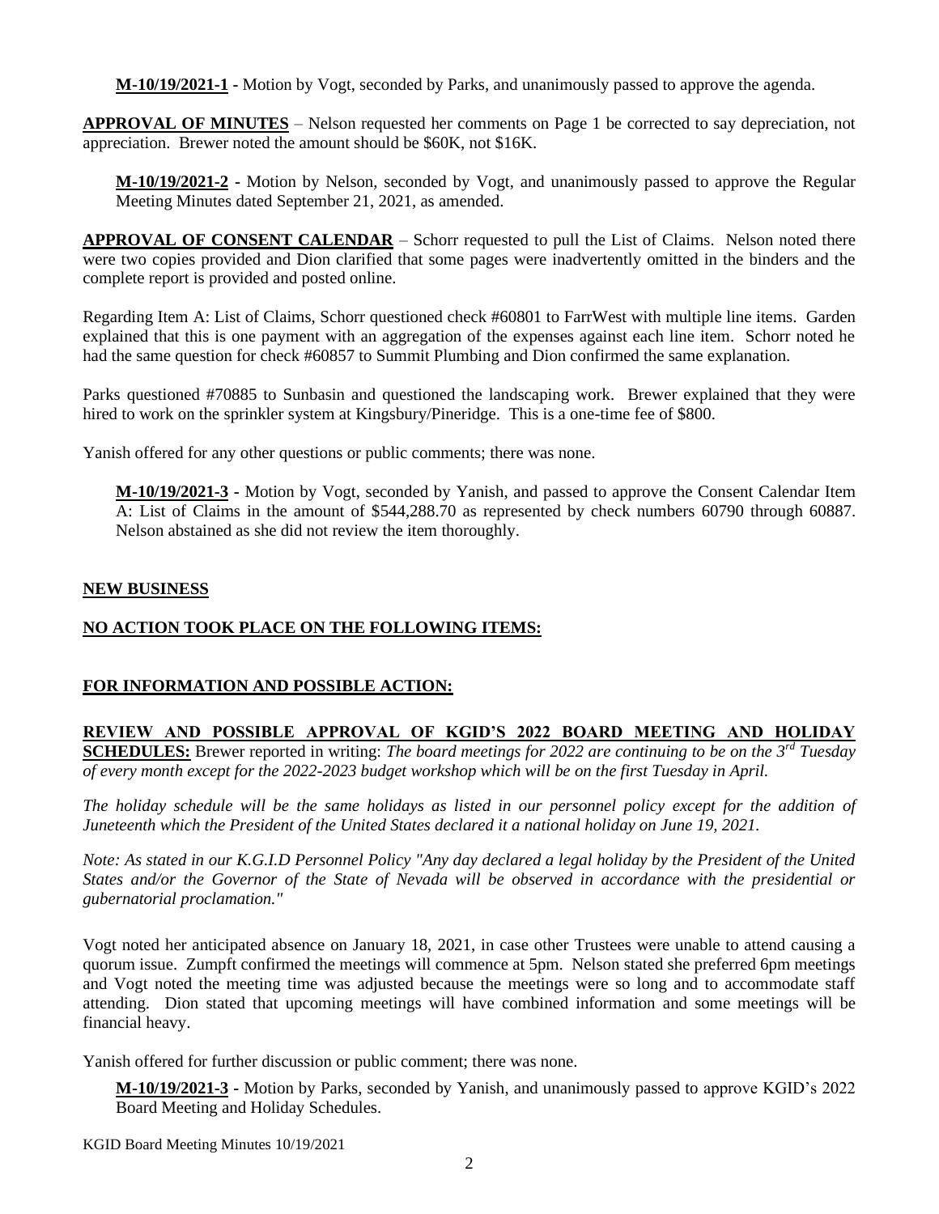**M-10/19/2021-1** - Motion by Vogt, seconded by Parks, and unanimously passed to approve the agenda.

**APPROVAL OF MINUTES** – Nelson requested her comments on Page 1 be corrected to say depreciation, not appreciation. Brewer noted the amount should be $60K, not $16K.

**M-10/19/2021-2** - Motion by Nelson, seconded by Vogt, and unanimously passed to approve the Regular Meeting Minutes dated September 21, 2021, as amended.

**APPROVAL OF CONSENT CALENDAR** – Schorr requested to pull the List of Claims. Nelson noted there were two copies provided and Dion clarified that some pages were inadvertently omitted in the binders and the complete report is provided and posted online.

Regarding Item A: List of Claims, Schorr questioned check #60801 to FarrWest with multiple line items. Garden explained that this is one payment with an aggregation of the expenses against each line item. Schorr noted he had the same question for check #60857 to Summit Plumbing and Dion confirmed the same explanation.

Parks questioned #70885 to Sunbasin and questioned the landscaping work. Brewer explained that they were hired to work on the sprinkler system at Kingsbury/Pineridge. This is a one-time fee of $800.

Yanish offered for any other questions or public comments; there was none.

**M-10/19/2021-3** - Motion by Vogt, seconded by Yanish, and passed to approve the Consent Calendar Item A: List of Claims in the amount of $544,288.70 as represented by check numbers 60790 through 60887. Nelson abstained as she did not review the item thoroughly.

**NEW BUSINESS**

**NO ACTION TOOK PLACE ON THE FOLLOWING ITEMS:**

**FOR INFORMATION AND POSSIBLE ACTION:**

**REVIEW AND POSSIBLE APPROVAL OF KGID'S 2022 BOARD MEETING AND HOLIDAY SCHEDULES:** Brewer reported in writing: *The board meetings for 2022 are continuing to be on the 3rd Tuesday of every month except for the 2022-2023 budget workshop which will be on the first Tuesday in April.*

*The holiday schedule will be the same holidays as listed in our personnel policy except for the addition of Juneteenth which the President of the United States declared it a national holiday on June 19, 2021.*

*Note: As stated in our K.G.I.D Personnel Policy "Any day declared a legal holiday by the President of the United States and/or the Governor of the State of Nevada will be observed in accordance with the presidential or gubernatorial proclamation."*

Vogt noted her anticipated absence on January 18, 2021, in case other Trustees were unable to attend causing a quorum issue. Zumpft confirmed the meetings will commence at 5pm. Nelson stated she preferred 6pm meetings and Vogt noted the meeting time was adjusted because the meetings were so long and to accommodate staff attending. Dion stated that upcoming meetings will have combined information and some meetings will be financial heavy.

Yanish offered for further discussion or public comment; there was none.

**M-10/19/2021-3** - Motion by Parks, seconded by Yanish, and unanimously passed to approve KGID's 2022 Board Meeting and Holiday Schedules.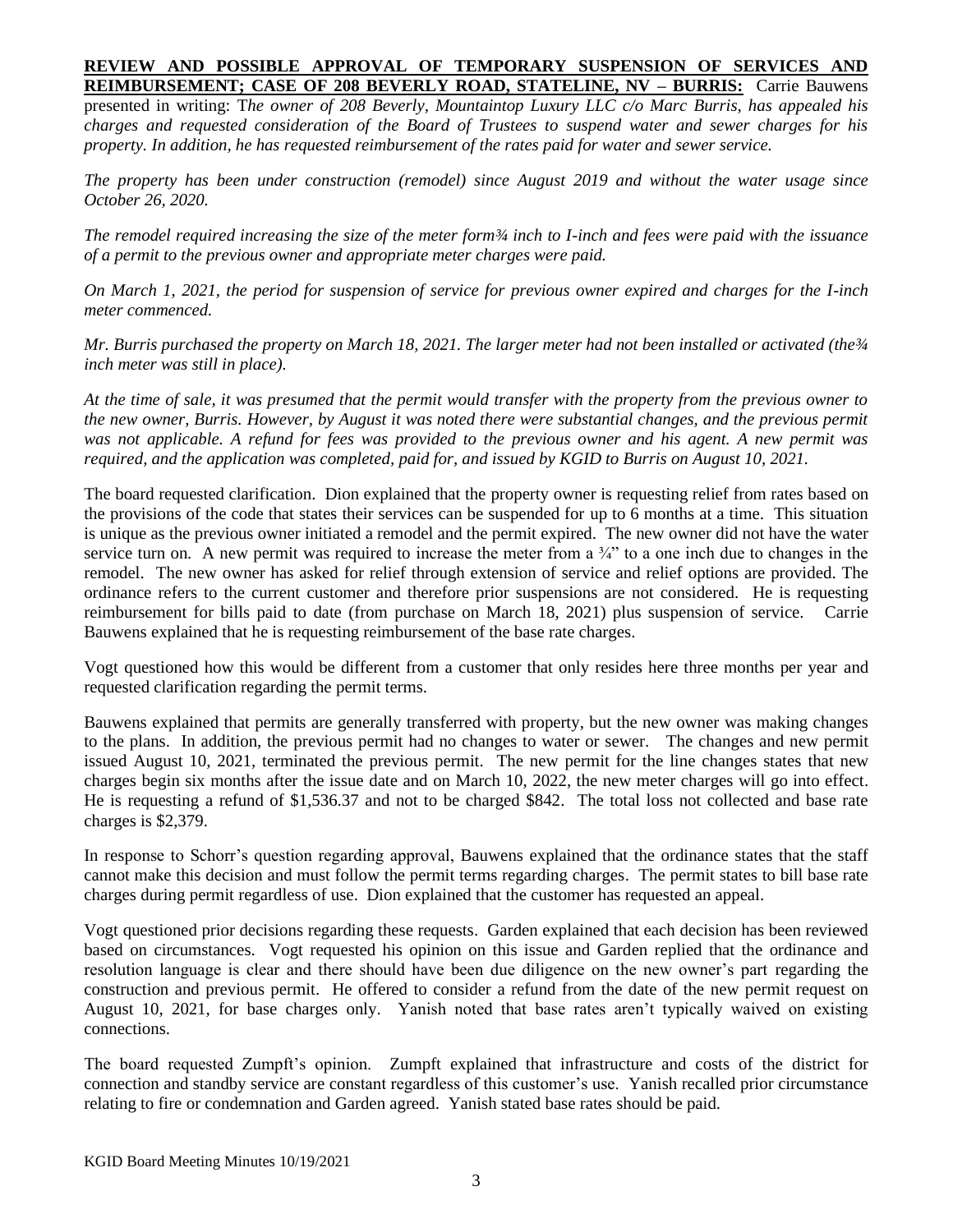**REVIEW AND POSSIBLE APPROVAL OF TEMPORARY SUSPENSION OF SERVICES AND REIMBURSEMENT; CASE OF 208 BEVERLY ROAD, STATELINE, NV – BURRIS:** Carrie Bauwens presented in writing: T*he owner of 208 Beverly, Mountaintop Luxury LLC c/o Marc Burris, has appealed his charges and requested consideration of the Board of Trustees to suspend water and sewer charges for his property. In addition, he has requested reimbursement of the rates paid for water and sewer service.*

*The property has been under construction (remodel) since August 2019 and without the water usage since October 26, 2020.*

*The remodel required increasing the size of the meter form¾ inch to I-inch and fees were paid with the issuance of a permit to the previous owner and appropriate meter charges were paid.*

*On March 1, 2021, the period for suspension of service for previous owner expired and charges for the I-inch meter commenced.*

*Mr. Burris purchased the property on March 18, 2021. The larger meter had not been installed or activated (the¾ inch meter was still in place).*

*At the time of sale, it was presumed that the permit would transfer with the property from the previous owner to the new owner, Burris. However, by August it was noted there were substantial changes, and the previous permit was not applicable. A refund for fees was provided to the previous owner and his agent. A new permit was required, and the application was completed, paid for, and issued by KGID to Burris on August 10, 2021.*

The board requested clarification. Dion explained that the property owner is requesting relief from rates based on the provisions of the code that states their services can be suspended for up to 6 months at a time. This situation is unique as the previous owner initiated a remodel and the permit expired. The new owner did not have the water service turn on. A new permit was required to increase the meter from a ¾" to a one inch due to changes in the remodel. The new owner has asked for relief through extension of service and relief options are provided. The ordinance refers to the current customer and therefore prior suspensions are not considered. He is requesting reimbursement for bills paid to date (from purchase on March 18, 2021) plus suspension of service. Carrie Bauwens explained that he is requesting reimbursement of the base rate charges.

Vogt questioned how this would be different from a customer that only resides here three months per year and requested clarification regarding the permit terms.

Bauwens explained that permits are generally transferred with property, but the new owner was making changes to the plans. In addition, the previous permit had no changes to water or sewer. The changes and new permit issued August 10, 2021, terminated the previous permit. The new permit for the line changes states that new charges begin six months after the issue date and on March 10, 2022, the new meter charges will go into effect. He is requesting a refund of $1,536.37 and not to be charged $842. The total loss not collected and base rate charges is $2,379.

In response to Schorr's question regarding approval, Bauwens explained that the ordinance states that the staff cannot make this decision and must follow the permit terms regarding charges. The permit states to bill base rate charges during permit regardless of use. Dion explained that the customer has requested an appeal.

Vogt questioned prior decisions regarding these requests. Garden explained that each decision has been reviewed based on circumstances. Vogt requested his opinion on this issue and Garden replied that the ordinance and resolution language is clear and there should have been due diligence on the new owner's part regarding the construction and previous permit. He offered to consider a refund from the date of the new permit request on August 10, 2021, for base charges only. Yanish noted that base rates aren't typically waived on existing connections.

The board requested Zumpft's opinion. Zumpft explained that infrastructure and costs of the district for connection and standby service are constant regardless of this customer's use. Yanish recalled prior circumstance relating to fire or condemnation and Garden agreed. Yanish stated base rates should be paid.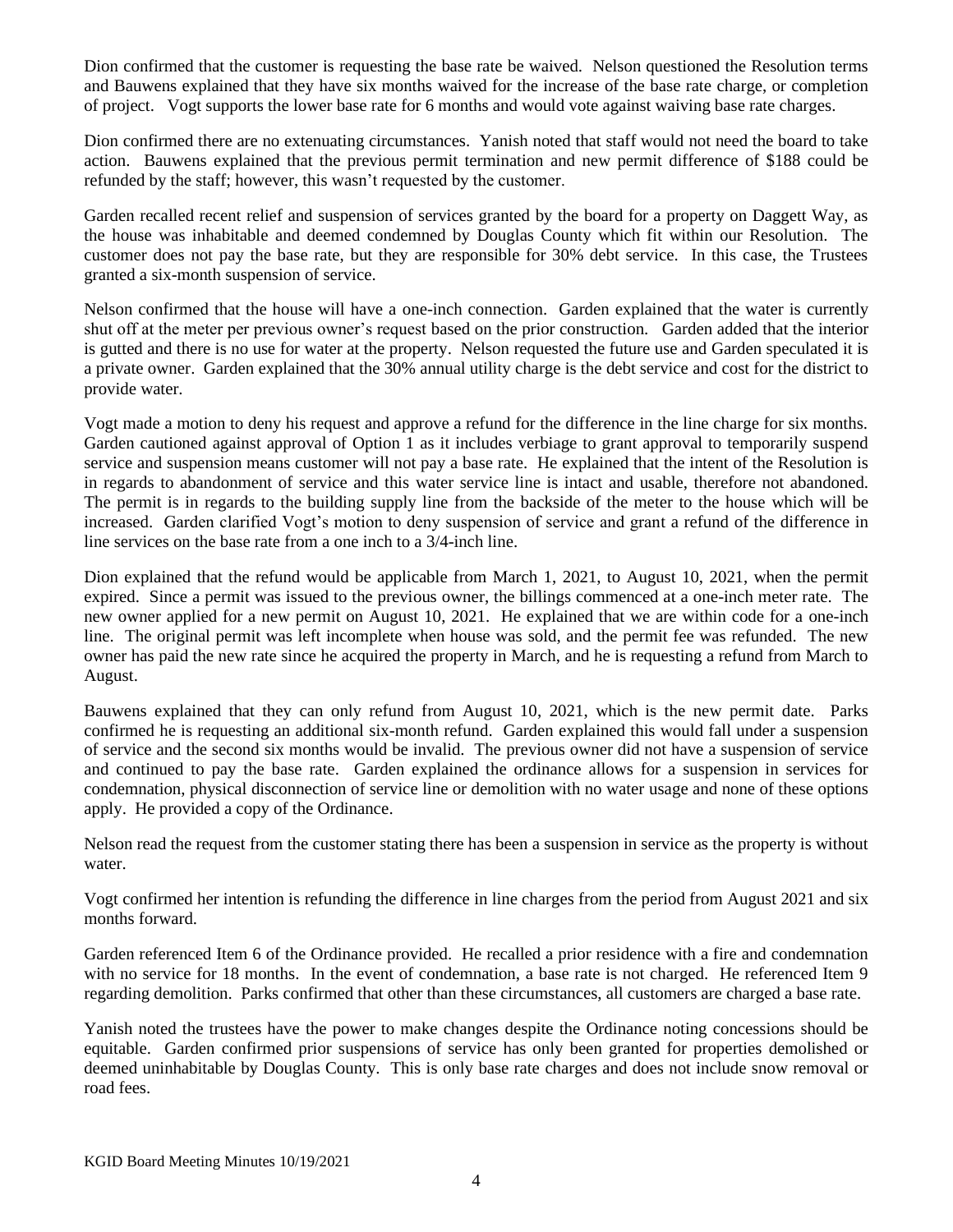Dion confirmed that the customer is requesting the base rate be waived. Nelson questioned the Resolution terms and Bauwens explained that they have six months waived for the increase of the base rate charge, or completion of project. Vogt supports the lower base rate for 6 months and would vote against waiving base rate charges.

Dion confirmed there are no extenuating circumstances. Yanish noted that staff would not need the board to take action. Bauwens explained that the previous permit termination and new permit difference of $188 could be refunded by the staff; however, this wasn't requested by the customer.

Garden recalled recent relief and suspension of services granted by the board for a property on Daggett Way, as the house was inhabitable and deemed condemned by Douglas County which fit within our Resolution. The customer does not pay the base rate, but they are responsible for 30% debt service. In this case, the Trustees granted a six-month suspension of service.

Nelson confirmed that the house will have a one-inch connection. Garden explained that the water is currently shut off at the meter per previous owner's request based on the prior construction. Garden added that the interior is gutted and there is no use for water at the property. Nelson requested the future use and Garden speculated it is a private owner. Garden explained that the 30% annual utility charge is the debt service and cost for the district to provide water.

Vogt made a motion to deny his request and approve a refund for the difference in the line charge for six months. Garden cautioned against approval of Option 1 as it includes verbiage to grant approval to temporarily suspend service and suspension means customer will not pay a base rate. He explained that the intent of the Resolution is in regards to abandonment of service and this water service line is intact and usable, therefore not abandoned. The permit is in regards to the building supply line from the backside of the meter to the house which will be increased. Garden clarified Vogt's motion to deny suspension of service and grant a refund of the difference in line services on the base rate from a one inch to a 3/4-inch line.

Dion explained that the refund would be applicable from March 1, 2021, to August 10, 2021, when the permit expired. Since a permit was issued to the previous owner, the billings commenced at a one-inch meter rate. The new owner applied for a new permit on August 10, 2021. He explained that we are within code for a one-inch line. The original permit was left incomplete when house was sold, and the permit fee was refunded. The new owner has paid the new rate since he acquired the property in March, and he is requesting a refund from March to August.

Bauwens explained that they can only refund from August 10, 2021, which is the new permit date. Parks confirmed he is requesting an additional six-month refund. Garden explained this would fall under a suspension of service and the second six months would be invalid. The previous owner did not have a suspension of service and continued to pay the base rate. Garden explained the ordinance allows for a suspension in services for condemnation, physical disconnection of service line or demolition with no water usage and none of these options apply. He provided a copy of the Ordinance.

Nelson read the request from the customer stating there has been a suspension in service as the property is without water.

Vogt confirmed her intention is refunding the difference in line charges from the period from August 2021 and six months forward.

Garden referenced Item 6 of the Ordinance provided. He recalled a prior residence with a fire and condemnation with no service for 18 months. In the event of condemnation, a base rate is not charged. He referenced Item 9 regarding demolition. Parks confirmed that other than these circumstances, all customers are charged a base rate.

Yanish noted the trustees have the power to make changes despite the Ordinance noting concessions should be equitable. Garden confirmed prior suspensions of service has only been granted for properties demolished or deemed uninhabitable by Douglas County. This is only base rate charges and does not include snow removal or road fees.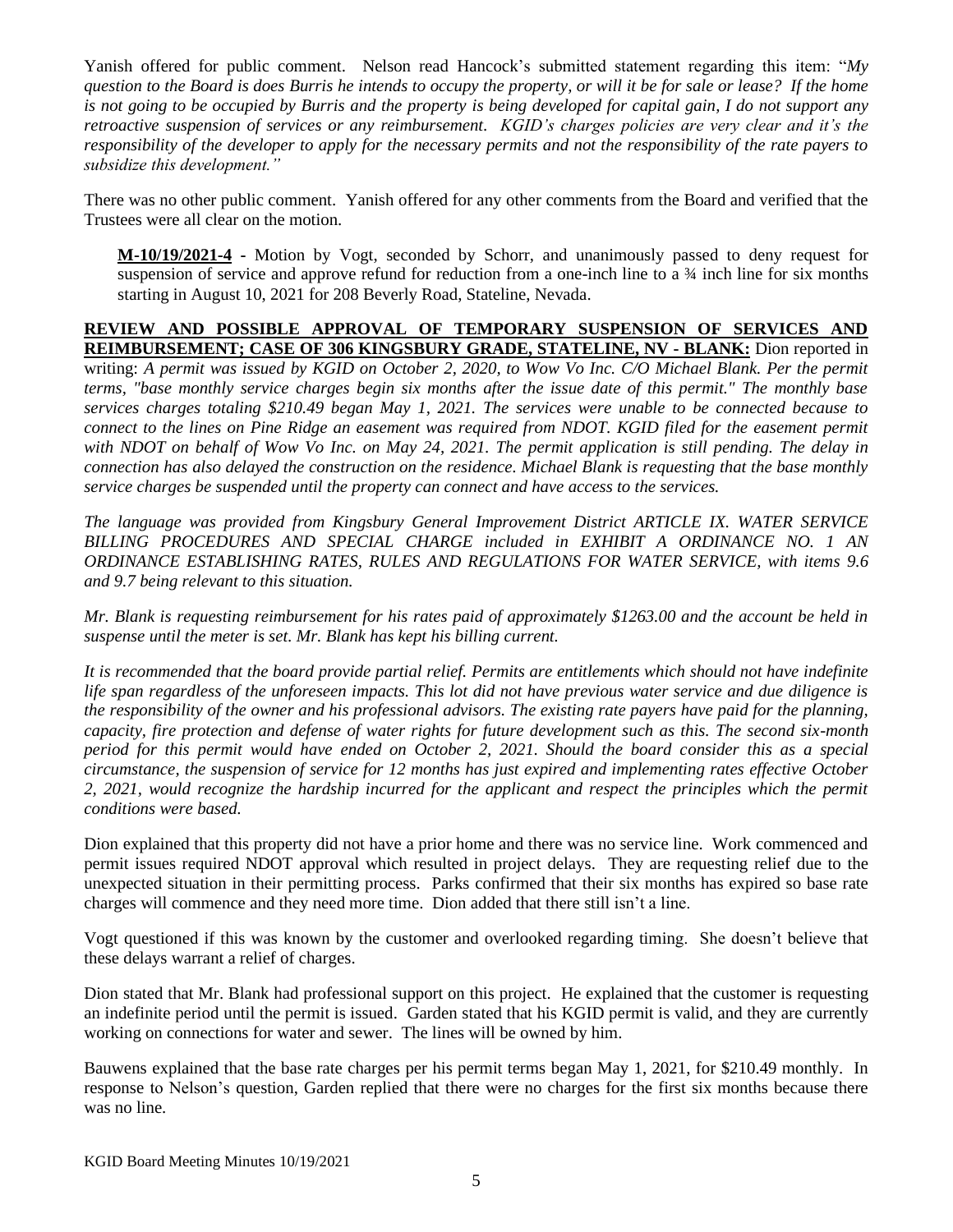Yanish offered for public comment. Nelson read Hancock's submitted statement regarding this item: "*My question to the Board is does Burris he intends to occupy the property, or will it be for sale or lease? If the home is not going to be occupied by Burris and the property is being developed for capital gain, I do not support any retroactive suspension of services or any reimbursement. KGID's charges policies are very clear and it's the responsibility of the developer to apply for the necessary permits and not the responsibility of the rate payers to subsidize this development.*"

There was no other public comment. Yanish offered for any other comments from the Board and verified that the Trustees were all clear on the motion.

> **M-10/19/2021-4 -** Motion by Vogt, seconded by Schorr, and unanimously passed to deny request for suspension of service and approve refund for reduction from a one-inch line to a ¾ inch line for six months starting in August 10, 2021 for 208 Beverly Road, Stateline, Nevada.

**REVIEW AND POSSIBLE APPROVAL OF TEMPORARY SUSPENSION OF SERVICES AND REIMBURSEMENT; CASE OF 306 KINGSBURY GRADE, STATELINE, NV - BLANK:** Dion reported in writing: *A permit was issued by KGID on October 2, 2020, to Wow Vo Inc. C/O Michael Blank. Per the permit terms, "base monthly service charges begin six months after the issue date of this permit." The monthly base services charges totaling $210.49 began May 1, 2021. The services were unable to be connected because to connect to the lines on Pine Ridge an easement was required from NDOT. KGID filed for the easement permit with NDOT on behalf of Wow Vo Inc. on May 24, 2021. The permit application is still pending. The delay in connection has also delayed the construction on the residence. Michael Blank is requesting that the base monthly service charges be suspended until the property can connect and have access to the services.*

*The language was provided from Kingsbury General Improvement District ARTICLE IX. WATER SERVICE BILLING PROCEDURES AND SPECIAL CHARGE included in EXHIBIT A ORDINANCE NO. 1 AN ORDINANCE ESTABLISHING RATES, RULES AND REGULATIONS FOR WATER SERVICE, with items 9.6 and 9.7 being relevant to this situation.*

*Mr. Blank is requesting reimbursement for his rates paid of approximately $1263.00 and the account be held in suspense until the meter is set. Mr. Blank has kept his billing current.*

*It is recommended that the board provide partial relief. Permits are entitlements which should not have indefinite life span regardless of the unforeseen impacts. This lot did not have previous water service and due diligence is the responsibility of the owner and his professional advisors. The existing rate payers have paid for the planning, capacity, fire protection and defense of water rights for future development such as this. The second six-month period for this permit would have ended on October 2, 2021. Should the board consider this as a special circumstance, the suspension of service for 12 months has just expired and implementing rates effective October 2, 2021, would recognize the hardship incurred for the applicant and respect the principles which the permit conditions were based.*

Dion explained that this property did not have a prior home and there was no service line. Work commenced and permit issues required NDOT approval which resulted in project delays. They are requesting relief due to the unexpected situation in their permitting process. Parks confirmed that their six months has expired so base rate charges will commence and they need more time. Dion added that there still isn't a line.

Vogt questioned if this was known by the customer and overlooked regarding timing. She doesn't believe that these delays warrant a relief of charges.

Dion stated that Mr. Blank had professional support on this project. He explained that the customer is requesting an indefinite period until the permit is issued. Garden stated that his KGID permit is valid, and they are currently working on connections for water and sewer. The lines will be owned by him.

Bauwens explained that the base rate charges per his permit terms began May 1, 2021, for $210.49 monthly. In response to Nelson's question, Garden replied that there were no charges for the first six months because there was no line.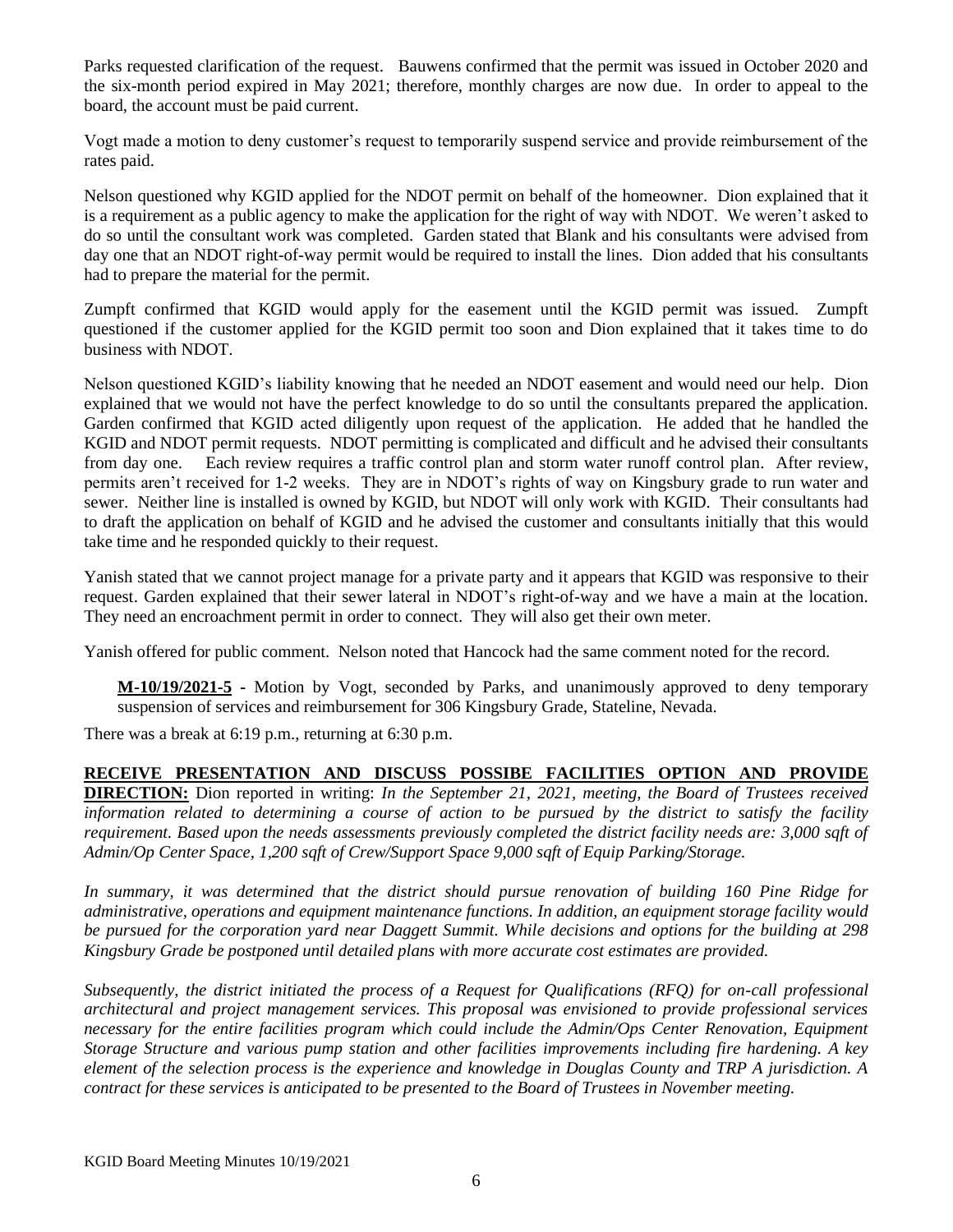Parks requested clarification of the request. Bauwens confirmed that the permit was issued in October 2020 and the six-month period expired in May 2021; therefore, monthly charges are now due. In order to appeal to the board, the account must be paid current.

Vogt made a motion to deny customer's request to temporarily suspend service and provide reimbursement of the rates paid.

Nelson questioned why KGID applied for the NDOT permit on behalf of the homeowner. Dion explained that it is a requirement as a public agency to make the application for the right of way with NDOT. We weren't asked to do so until the consultant work was completed. Garden stated that Blank and his consultants were advised from day one that an NDOT right-of-way permit would be required to install the lines. Dion added that his consultants had to prepare the material for the permit.

Zumpft confirmed that KGID would apply for the easement until the KGID permit was issued. Zumpft questioned if the customer applied for the KGID permit too soon and Dion explained that it takes time to do business with NDOT.

Nelson questioned KGID's liability knowing that he needed an NDOT easement and would need our help. Dion explained that we would not have the perfect knowledge to do so until the consultants prepared the application. Garden confirmed that KGID acted diligently upon request of the application. He added that he handled the KGID and NDOT permit requests. NDOT permitting is complicated and difficult and he advised their consultants from day one. Each review requires a traffic control plan and storm water runoff control plan. After review, permits aren't received for 1-2 weeks. They are in NDOT's rights of way on Kingsbury grade to run water and sewer. Neither line is installed is owned by KGID, but NDOT will only work with KGID. Their consultants had to draft the application on behalf of KGID and he advised the customer and consultants initially that this would take time and he responded quickly to their request.

Yanish stated that we cannot project manage for a private party and it appears that KGID was responsive to their request. Garden explained that their sewer lateral in NDOT's right-of-way and we have a main at the location. They need an encroachment permit in order to connect. They will also get their own meter.

Yanish offered for public comment. Nelson noted that Hancock had the same comment noted for the record.

> **M-10/19/2021-5** - Motion by Vogt, seconded by Parks, and unanimously approved to deny temporary suspension of services and reimbursement for 306 Kingsbury Grade, Stateline, Nevada.

There was a break at 6:19 p.m., returning at 6:30 p.m.

**RECEIVE PRESENTATION AND DISCUSS POSSIBE FACILITIES OPTION AND PROVIDE DIRECTION:** Dion reported in writing: *In the September 21, 2021, meeting, the Board of Trustees received information related to determining a course of action to be pursued by the district to satisfy the facility requirement. Based upon the needs assessments previously completed the district facility needs are: 3,000 sqft of Admin/Op Center Space, 1,200 sqft of Crew/Support Space 9,000 sqft of Equip Parking/Storage.*

*In summary, it was determined that the district should pursue renovation of building 160 Pine Ridge for administrative, operations and equipment maintenance functions. In addition, an equipment storage facility would be pursued for the corporation yard near Daggett Summit. While decisions and options for the building at 298 Kingsbury Grade be postponed until detailed plans with more accurate cost estimates are provided.*

*Subsequently, the district initiated the process of a Request for Qualifications (RFQ) for on-call professional architectural and project management services. This proposal was envisioned to provide professional services necessary for the entire facilities program which could include the Admin/Ops Center Renovation, Equipment Storage Structure and various pump station and other facilities improvements including fire hardening. A key element of the selection process is the experience and knowledge in Douglas County and TRP A jurisdiction. A contract for these services is anticipated to be presented to the Board of Trustees in November meeting.*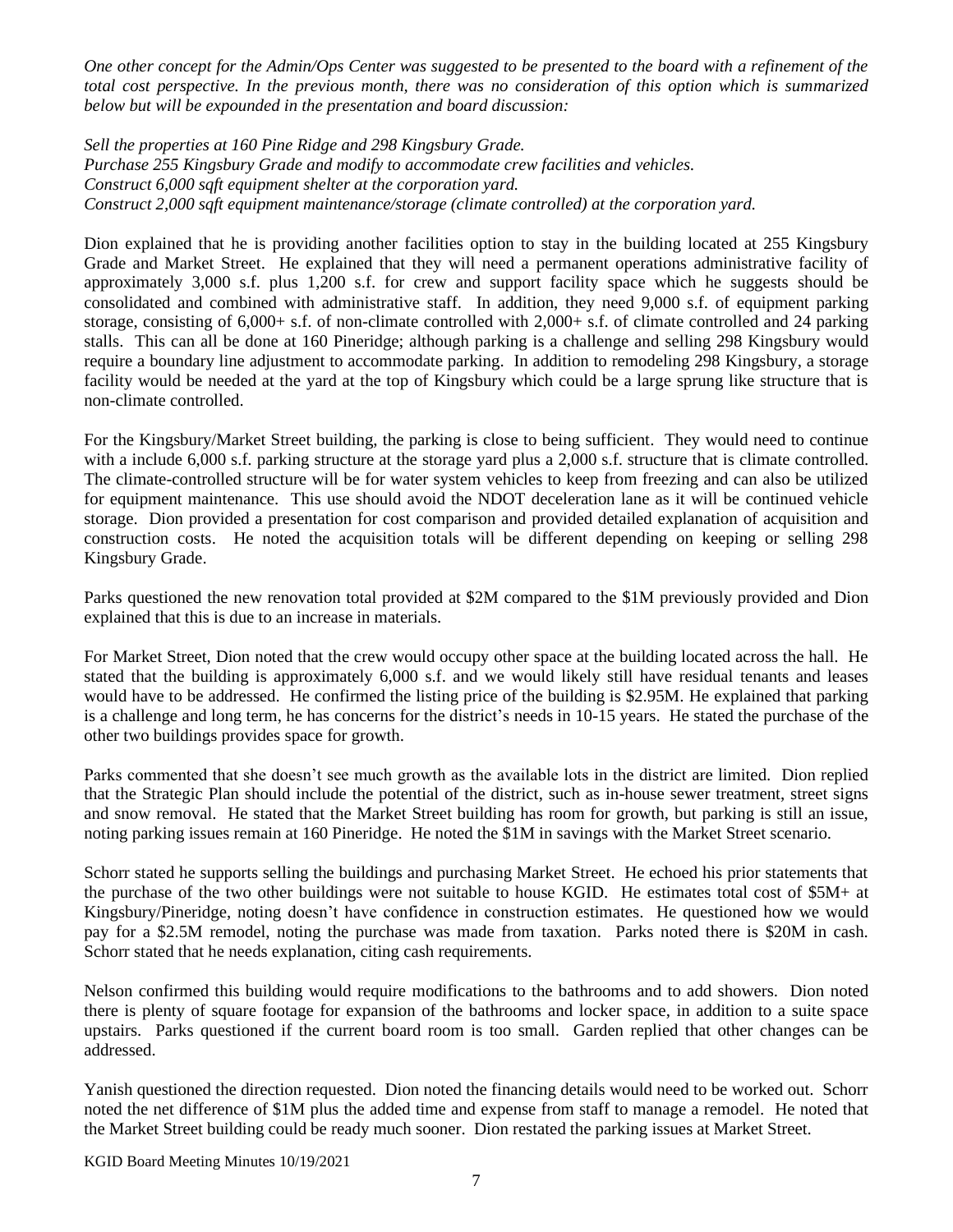*One other concept for the Admin/Ops Center was suggested to be presented to the board with a refinement of the total cost perspective. In the previous month, there was no consideration of this option which is summarized below but will be expounded in the presentation and board discussion:*

*Sell the properties at 160 Pine Ridge and 298 Kingsbury Grade.*
*Purchase 255 Kingsbury Grade and modify to accommodate crew facilities and vehicles.*
*Construct 6,000 sqft equipment shelter at the corporation yard.*
*Construct 2,000 sqft equipment maintenance/storage (climate controlled) at the corporation yard.*

Dion explained that he is providing another facilities option to stay in the building located at 255 Kingsbury Grade and Market Street. He explained that they will need a permanent operations administrative facility of approximately 3,000 s.f. plus 1,200 s.f. for crew and support facility space which he suggests should be consolidated and combined with administrative staff. In addition, they need 9,000 s.f. of equipment parking storage, consisting of 6,000+ s.f. of non-climate controlled with 2,000+ s.f. of climate controlled and 24 parking stalls. This can all be done at 160 Pineridge; although parking is a challenge and selling 298 Kingsbury would require a boundary line adjustment to accommodate parking. In addition to remodeling 298 Kingsbury, a storage facility would be needed at the yard at the top of Kingsbury which could be a large sprung like structure that is non-climate controlled.

For the Kingsbury/Market Street building, the parking is close to being sufficient. They would need to continue with a include 6,000 s.f. parking structure at the storage yard plus a 2,000 s.f. structure that is climate controlled. The climate-controlled structure will be for water system vehicles to keep from freezing and can also be utilized for equipment maintenance. This use should avoid the NDOT deceleration lane as it will be continued vehicle storage. Dion provided a presentation for cost comparison and provided detailed explanation of acquisition and construction costs. He noted the acquisition totals will be different depending on keeping or selling 298 Kingsbury Grade.

Parks questioned the new renovation total provided at $2M compared to the $1M previously provided and Dion explained that this is due to an increase in materials.

For Market Street, Dion noted that the crew would occupy other space at the building located across the hall. He stated that the building is approximately 6,000 s.f. and we would likely still have residual tenants and leases would have to be addressed. He confirmed the listing price of the building is $2.95M. He explained that parking is a challenge and long term, he has concerns for the district's needs in 10-15 years. He stated the purchase of the other two buildings provides space for growth.

Parks commented that she doesn't see much growth as the available lots in the district are limited. Dion replied that the Strategic Plan should include the potential of the district, such as in-house sewer treatment, street signs and snow removal. He stated that the Market Street building has room for growth, but parking is still an issue, noting parking issues remain at 160 Pineridge. He noted the $1M in savings with the Market Street scenario.

Schorr stated he supports selling the buildings and purchasing Market Street. He echoed his prior statements that the purchase of the two other buildings were not suitable to house KGID. He estimates total cost of $5M+ at Kingsbury/Pineridge, noting doesn't have confidence in construction estimates. He questioned how we would pay for a $2.5M remodel, noting the purchase was made from taxation. Parks noted there is $20M in cash. Schorr stated that he needs explanation, citing cash requirements.

Nelson confirmed this building would require modifications to the bathrooms and to add showers. Dion noted there is plenty of square footage for expansion of the bathrooms and locker space, in addition to a suite space upstairs. Parks questioned if the current board room is too small. Garden replied that other changes can be addressed.

Yanish questioned the direction requested. Dion noted the financing details would need to be worked out. Schorr noted the net difference of $1M plus the added time and expense from staff to manage a remodel. He noted that the Market Street building could be ready much sooner. Dion restated the parking issues at Market Street.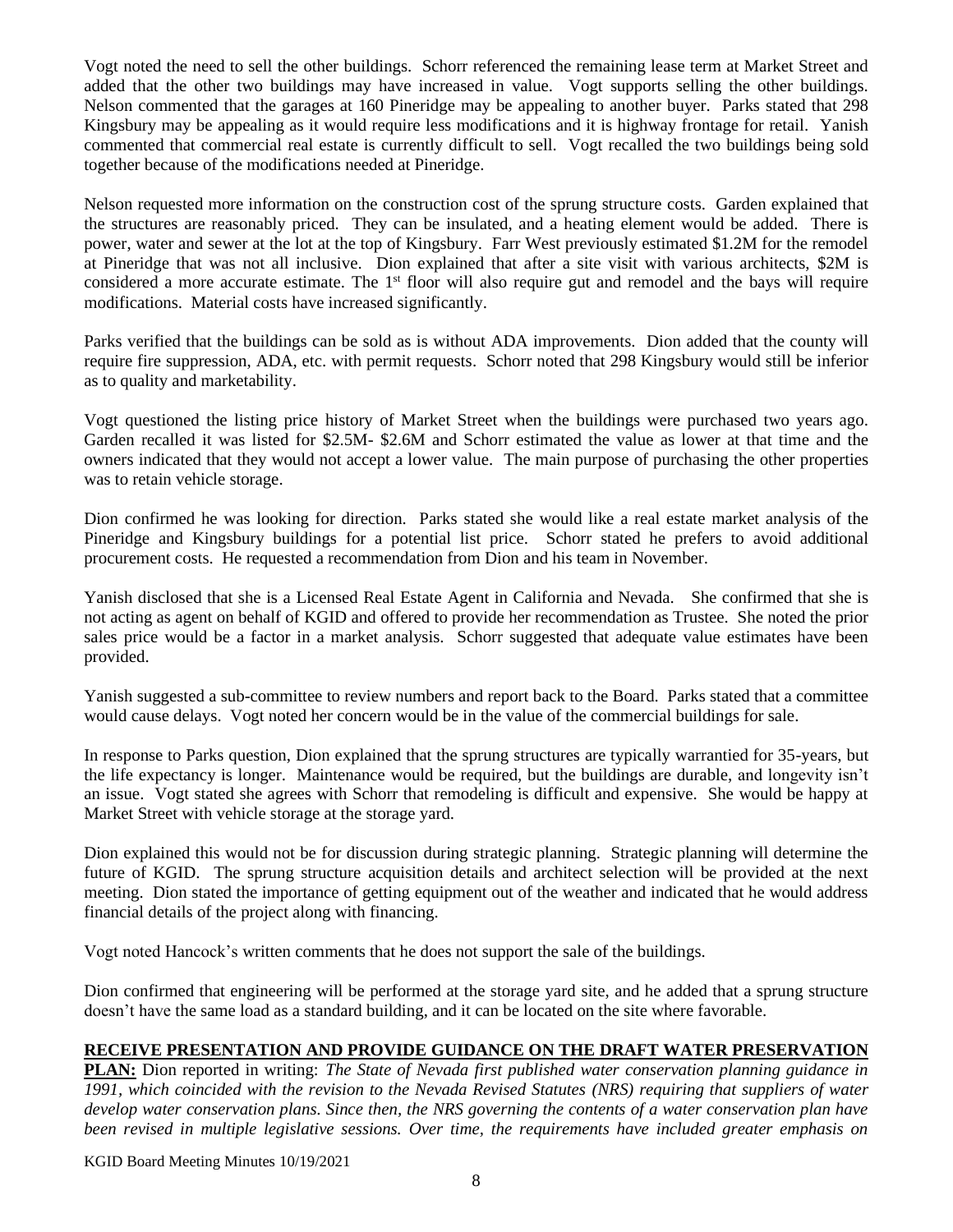Vogt noted the need to sell the other buildings. Schorr referenced the remaining lease term at Market Street and added that the other two buildings may have increased in value. Vogt supports selling the other buildings. Nelson commented that the garages at 160 Pineridge may be appealing to another buyer. Parks stated that 298 Kingsbury may be appealing as it would require less modifications and it is highway frontage for retail. Yanish commented that commercial real estate is currently difficult to sell. Vogt recalled the two buildings being sold together because of the modifications needed at Pineridge.

Nelson requested more information on the construction cost of the sprung structure costs. Garden explained that the structures are reasonably priced. They can be insulated, and a heating element would be added. There is power, water and sewer at the lot at the top of Kingsbury. Farr West previously estimated $1.2M for the remodel at Pineridge that was not all inclusive. Dion explained that after a site visit with various architects, $2M is considered a more accurate estimate. The 1st floor will also require gut and remodel and the bays will require modifications. Material costs have increased significantly.

Parks verified that the buildings can be sold as is without ADA improvements. Dion added that the county will require fire suppression, ADA, etc. with permit requests. Schorr noted that 298 Kingsbury would still be inferior as to quality and marketability.

Vogt questioned the listing price history of Market Street when the buildings were purchased two years ago. Garden recalled it was listed for $2.5M- $2.6M and Schorr estimated the value as lower at that time and the owners indicated that they would not accept a lower value. The main purpose of purchasing the other properties was to retain vehicle storage.

Dion confirmed he was looking for direction. Parks stated she would like a real estate market analysis of the Pineridge and Kingsbury buildings for a potential list price. Schorr stated he prefers to avoid additional procurement costs. He requested a recommendation from Dion and his team in November.

Yanish disclosed that she is a Licensed Real Estate Agent in California and Nevada. She confirmed that she is not acting as agent on behalf of KGID and offered to provide her recommendation as Trustee. She noted the prior sales price would be a factor in a market analysis. Schorr suggested that adequate value estimates have been provided.

Yanish suggested a sub-committee to review numbers and report back to the Board. Parks stated that a committee would cause delays. Vogt noted her concern would be in the value of the commercial buildings for sale.

In response to Parks question, Dion explained that the sprung structures are typically warrantied for 35-years, but the life expectancy is longer. Maintenance would be required, but the buildings are durable, and longevity isn't an issue. Vogt stated she agrees with Schorr that remodeling is difficult and expensive. She would be happy at Market Street with vehicle storage at the storage yard.

Dion explained this would not be for discussion during strategic planning. Strategic planning will determine the future of KGID. The sprung structure acquisition details and architect selection will be provided at the next meeting. Dion stated the importance of getting equipment out of the weather and indicated that he would address financial details of the project along with financing.

Vogt noted Hancock's written comments that he does not support the sale of the buildings.

Dion confirmed that engineering will be performed at the storage yard site, and he added that a sprung structure doesn't have the same load as a standard building, and it can be located on the site where favorable.

**RECEIVE PRESENTATION AND PROVIDE GUIDANCE ON THE DRAFT WATER PRESERVATION PLAN:** Dion reported in writing: *The State of Nevada first published water conservation planning guidance in 1991, which coincided with the revision to the Nevada Revised Statutes (NRS) requiring that suppliers of water develop water conservation plans. Since then, the NRS governing the contents of a water conservation plan have been revised in multiple legislative sessions. Over time, the requirements have included greater emphasis on*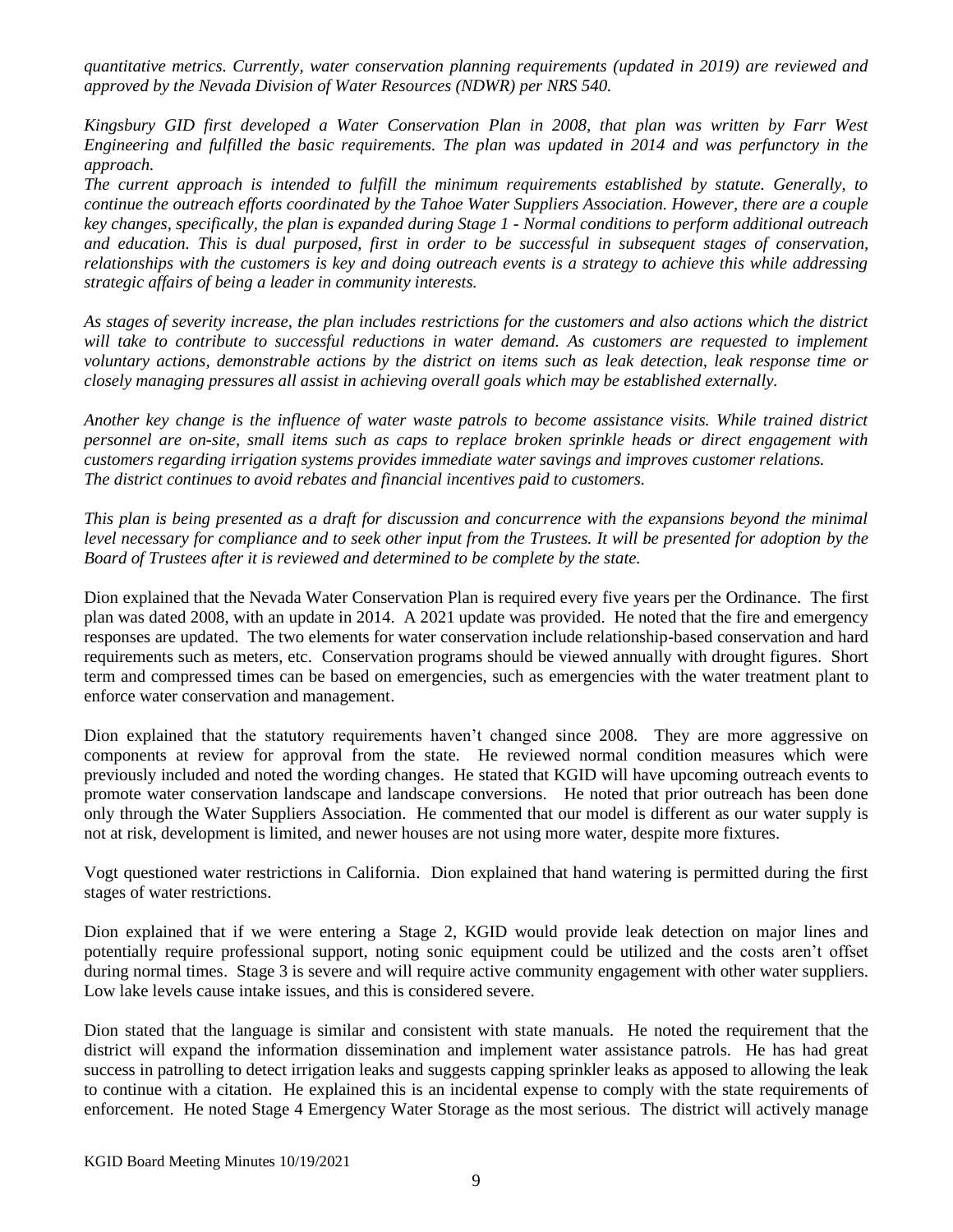*quantitative metrics. Currently, water conservation planning requirements (updated in 2019) are reviewed and approved by the Nevada Division of Water Resources (NDWR) per NRS 540.*

*Kingsbury GID first developed a Water Conservation Plan in 2008, that plan was written by Farr West Engineering and fulfilled the basic requirements. The plan was updated in 2014 and was perfunctory in the approach.*

*The current approach is intended to fulfill the minimum requirements established by statute. Generally, to continue the outreach efforts coordinated by the Tahoe Water Suppliers Association. However, there are a couple key changes, specifically, the plan is expanded during Stage 1 - Normal conditions to perform additional outreach and education. This is dual purposed, first in order to be successful in subsequent stages of conservation, relationships with the customers is key and doing outreach events is a strategy to achieve this while addressing strategic affairs of being a leader in community interests.*

*As stages of severity increase, the plan includes restrictions for the customers and also actions which the district will take to contribute to successful reductions in water demand. As customers are requested to implement voluntary actions, demonstrable actions by the district on items such as leak detection, leak response time or closely managing pressures all assist in achieving overall goals which may be established externally.*

*Another key change is the influence of water waste patrols to become assistance visits. While trained district personnel are on-site, small items such as caps to replace broken sprinkle heads or direct engagement with customers regarding irrigation systems provides immediate water savings and improves customer relations. The district continues to avoid rebates and financial incentives paid to customers.*

*This plan is being presented as a draft for discussion and concurrence with the expansions beyond the minimal level necessary for compliance and to seek other input from the Trustees. It will be presented for adoption by the Board of Trustees after it is reviewed and determined to be complete by the state.*

Dion explained that the Nevada Water Conservation Plan is required every five years per the Ordinance. The first plan was dated 2008, with an update in 2014. A 2021 update was provided. He noted that the fire and emergency responses are updated. The two elements for water conservation include relationship-based conservation and hard requirements such as meters, etc. Conservation programs should be viewed annually with drought figures. Short term and compressed times can be based on emergencies, such as emergencies with the water treatment plant to enforce water conservation and management.

Dion explained that the statutory requirements haven't changed since 2008. They are more aggressive on components at review for approval from the state. He reviewed normal condition measures which were previously included and noted the wording changes. He stated that KGID will have upcoming outreach events to promote water conservation landscape and landscape conversions. He noted that prior outreach has been done only through the Water Suppliers Association. He commented that our model is different as our water supply is not at risk, development is limited, and newer houses are not using more water, despite more fixtures.

Vogt questioned water restrictions in California. Dion explained that hand watering is permitted during the first stages of water restrictions.

Dion explained that if we were entering a Stage 2, KGID would provide leak detection on major lines and potentially require professional support, noting sonic equipment could be utilized and the costs aren't offset during normal times. Stage 3 is severe and will require active community engagement with other water suppliers. Low lake levels cause intake issues, and this is considered severe.

Dion stated that the language is similar and consistent with state manuals. He noted the requirement that the district will expand the information dissemination and implement water assistance patrols. He has had great success in patrolling to detect irrigation leaks and suggests capping sprinkler leaks as apposed to allowing the leak to continue with a citation. He explained this is an incidental expense to comply with the state requirements of enforcement. He noted Stage 4 Emergency Water Storage as the most serious. The district will actively manage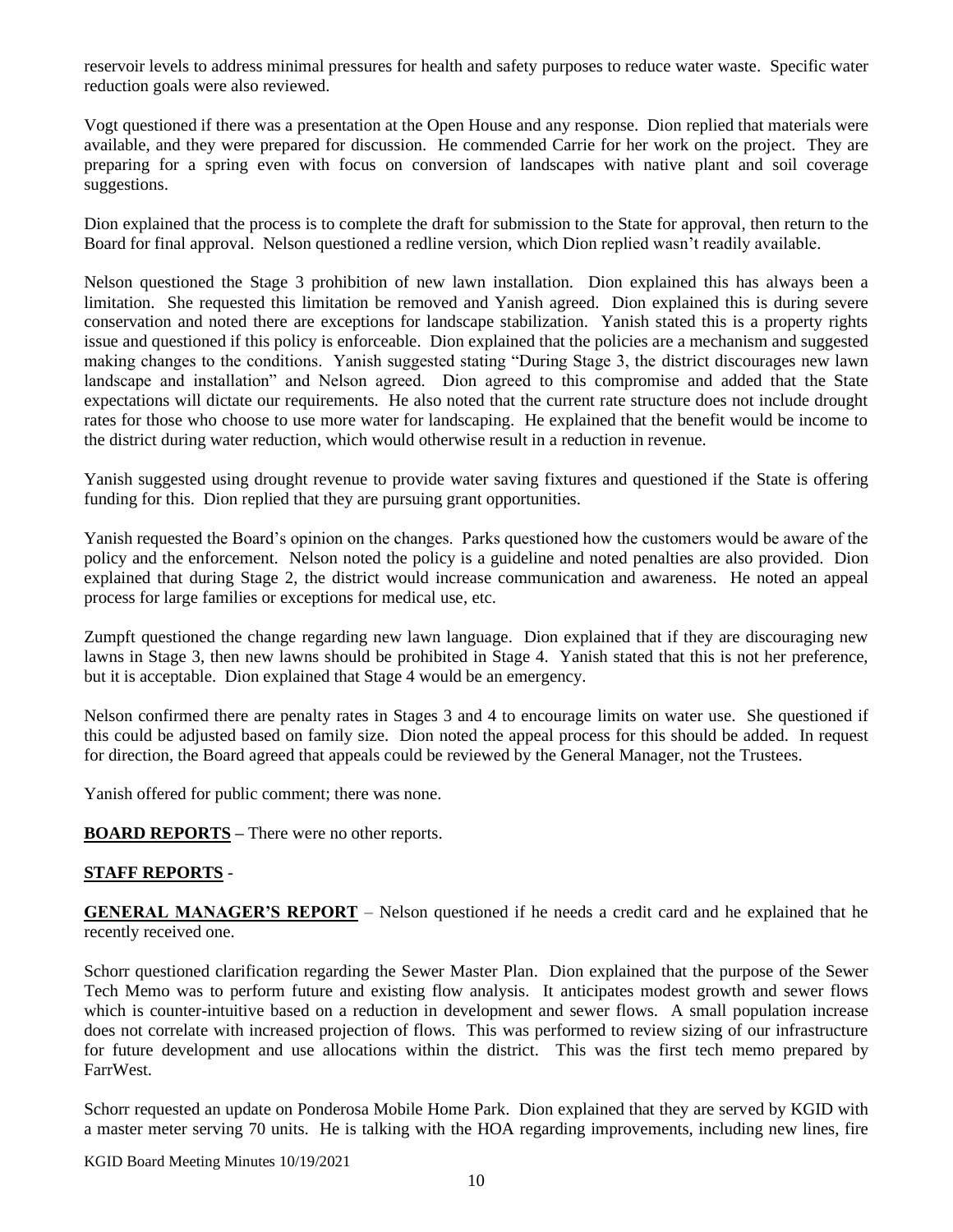reservoir levels to address minimal pressures for health and safety purposes to reduce water waste. Specific water reduction goals were also reviewed.

Vogt questioned if there was a presentation at the Open House and any response. Dion replied that materials were available, and they were prepared for discussion. He commended Carrie for her work on the project. They are preparing for a spring even with focus on conversion of landscapes with native plant and soil coverage suggestions.

Dion explained that the process is to complete the draft for submission to the State for approval, then return to the Board for final approval. Nelson questioned a redline version, which Dion replied wasn't readily available.

Nelson questioned the Stage 3 prohibition of new lawn installation. Dion explained this has always been a limitation. She requested this limitation be removed and Yanish agreed. Dion explained this is during severe conservation and noted there are exceptions for landscape stabilization. Yanish stated this is a property rights issue and questioned if this policy is enforceable. Dion explained that the policies are a mechanism and suggested making changes to the conditions. Yanish suggested stating "During Stage 3, the district discourages new lawn landscape and installation" and Nelson agreed. Dion agreed to this compromise and added that the State expectations will dictate our requirements. He also noted that the current rate structure does not include drought rates for those who choose to use more water for landscaping. He explained that the benefit would be income to the district during water reduction, which would otherwise result in a reduction in revenue.

Yanish suggested using drought revenue to provide water saving fixtures and questioned if the State is offering funding for this. Dion replied that they are pursuing grant opportunities.

Yanish requested the Board's opinion on the changes. Parks questioned how the customers would be aware of the policy and the enforcement. Nelson noted the policy is a guideline and noted penalties are also provided. Dion explained that during Stage 2, the district would increase communication and awareness. He noted an appeal process for large families or exceptions for medical use, etc.

Zumpft questioned the change regarding new lawn language. Dion explained that if they are discouraging new lawns in Stage 3, then new lawns should be prohibited in Stage 4. Yanish stated that this is not her preference, but it is acceptable. Dion explained that Stage 4 would be an emergency.

Nelson confirmed there are penalty rates in Stages 3 and 4 to encourage limits on water use. She questioned if this could be adjusted based on family size. Dion noted the appeal process for this should be added. In request for direction, the Board agreed that appeals could be reviewed by the General Manager, not the Trustees.

Yanish offered for public comment; there was none.

**BOARD REPORTS –** There were no other reports.

**STAFF REPORTS** -

**GENERAL MANAGER'S REPORT** – Nelson questioned if he needs a credit card and he explained that he recently received one.

Schorr questioned clarification regarding the Sewer Master Plan. Dion explained that the purpose of the Sewer Tech Memo was to perform future and existing flow analysis. It anticipates modest growth and sewer flows which is counter-intuitive based on a reduction in development and sewer flows. A small population increase does not correlate with increased projection of flows. This was performed to review sizing of our infrastructure for future development and use allocations within the district. This was the first tech memo prepared by FarrWest.

Schorr requested an update on Ponderosa Mobile Home Park. Dion explained that they are served by KGID with a master meter serving 70 units. He is talking with the HOA regarding improvements, including new lines, fire

KGID Board Meeting Minutes 10/19/2021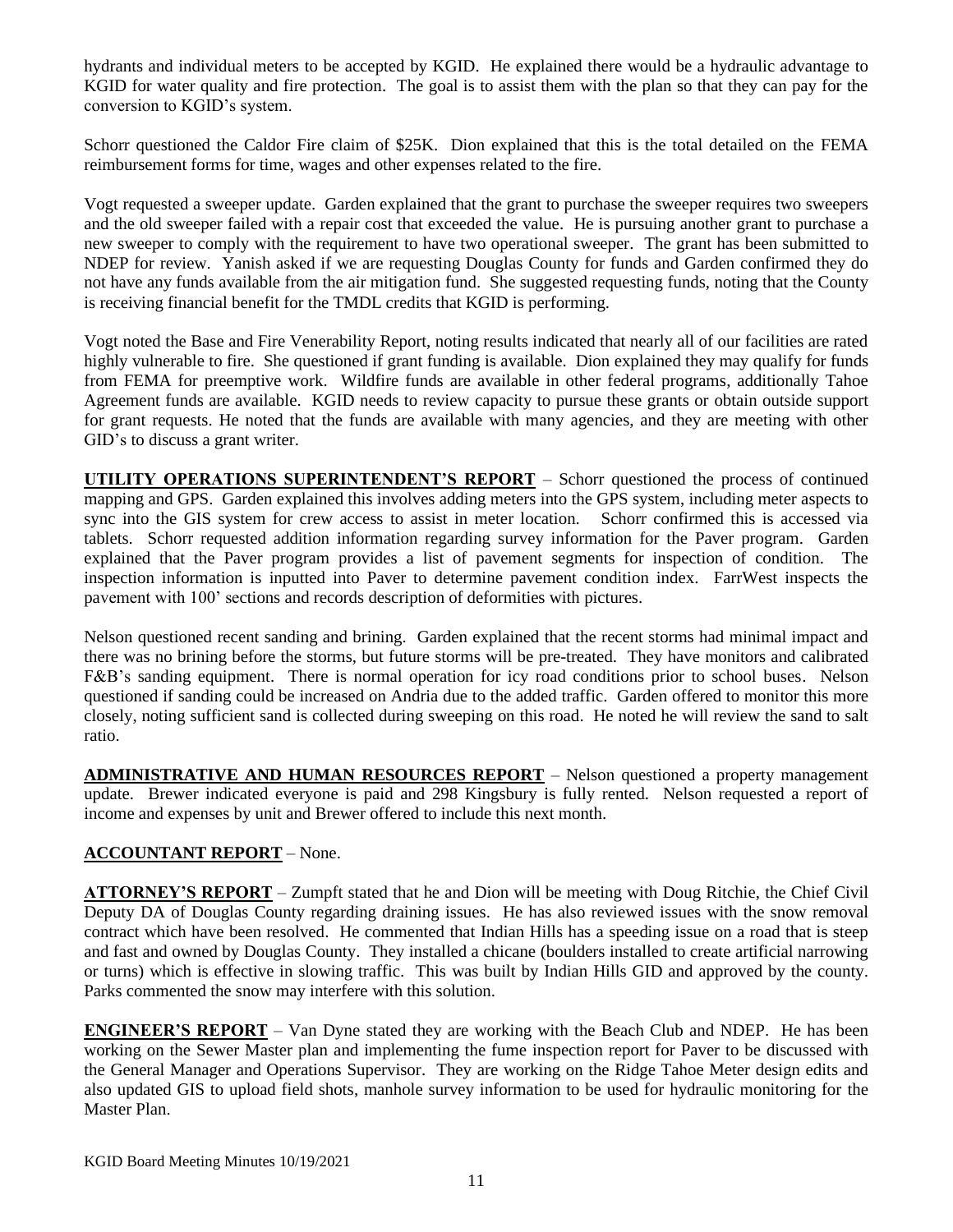hydrants and individual meters to be accepted by KGID. He explained there would be a hydraulic advantage to KGID for water quality and fire protection. The goal is to assist them with the plan so that they can pay for the conversion to KGID's system.

Schorr questioned the Caldor Fire claim of $25K. Dion explained that this is the total detailed on the FEMA reimbursement forms for time, wages and other expenses related to the fire.

Vogt requested a sweeper update. Garden explained that the grant to purchase the sweeper requires two sweepers and the old sweeper failed with a repair cost that exceeded the value. He is pursuing another grant to purchase a new sweeper to comply with the requirement to have two operational sweeper. The grant has been submitted to NDEP for review. Yanish asked if we are requesting Douglas County for funds and Garden confirmed they do not have any funds available from the air mitigation fund. She suggested requesting funds, noting that the County is receiving financial benefit for the TMDL credits that KGID is performing.

Vogt noted the Base and Fire Venerability Report, noting results indicated that nearly all of our facilities are rated highly vulnerable to fire. She questioned if grant funding is available. Dion explained they may qualify for funds from FEMA for preemptive work. Wildfire funds are available in other federal programs, additionally Tahoe Agreement funds are available. KGID needs to review capacity to pursue these grants or obtain outside support for grant requests. He noted that the funds are available with many agencies, and they are meeting with other GID's to discuss a grant writer.

**UTILITY OPERATIONS SUPERINTENDENT'S REPORT** – Schorr questioned the process of continued mapping and GPS. Garden explained this involves adding meters into the GPS system, including meter aspects to sync into the GIS system for crew access to assist in meter location. Schorr confirmed this is accessed via tablets. Schorr requested addition information regarding survey information for the Paver program. Garden explained that the Paver program provides a list of pavement segments for inspection of condition. The inspection information is inputted into Paver to determine pavement condition index. FarrWest inspects the pavement with 100' sections and records description of deformities with pictures.

Nelson questioned recent sanding and brining. Garden explained that the recent storms had minimal impact and there was no brining before the storms, but future storms will be pre-treated. They have monitors and calibrated F&B's sanding equipment. There is normal operation for icy road conditions prior to school buses. Nelson questioned if sanding could be increased on Andria due to the added traffic. Garden offered to monitor this more closely, noting sufficient sand is collected during sweeping on this road. He noted he will review the sand to salt ratio.

**ADMINISTRATIVE AND HUMAN RESOURCES REPORT** – Nelson questioned a property management update. Brewer indicated everyone is paid and 298 Kingsbury is fully rented. Nelson requested a report of income and expenses by unit and Brewer offered to include this next month.

**ACCOUNTANT REPORT** – None.

**ATTORNEY'S REPORT** – Zumpft stated that he and Dion will be meeting with Doug Ritchie, the Chief Civil Deputy DA of Douglas County regarding draining issues. He has also reviewed issues with the snow removal contract which have been resolved. He commented that Indian Hills has a speeding issue on a road that is steep and fast and owned by Douglas County. They installed a chicane (boulders installed to create artificial narrowing or turns) which is effective in slowing traffic. This was built by Indian Hills GID and approved by the county. Parks commented the snow may interfere with this solution.

**ENGINEER'S REPORT** – Van Dyne stated they are working with the Beach Club and NDEP. He has been working on the Sewer Master plan and implementing the fume inspection report for Paver to be discussed with the General Manager and Operations Supervisor. They are working on the Ridge Tahoe Meter design edits and also updated GIS to upload field shots, manhole survey information to be used for hydraulic monitoring for the Master Plan.

KGID Board Meeting Minutes 10/19/2021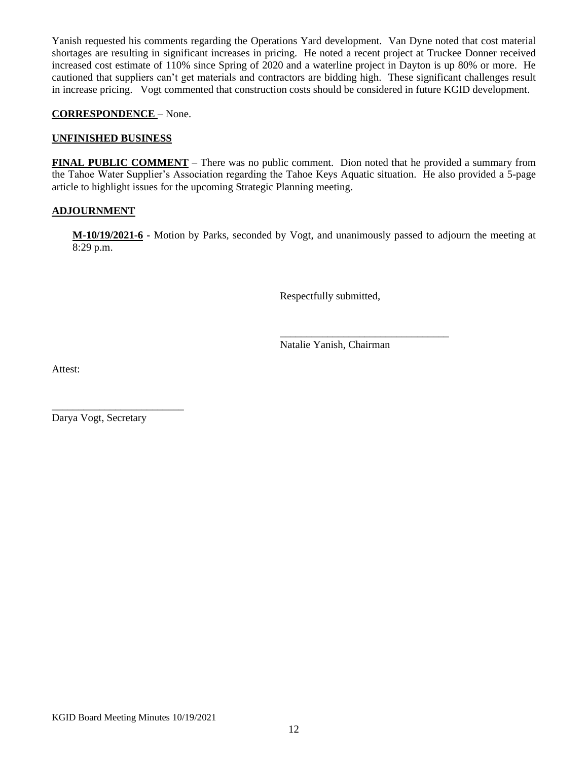Yanish requested his comments regarding the Operations Yard development. Van Dyne noted that cost material shortages are resulting in significant increases in pricing. He noted a recent project at Truckee Donner received increased cost estimate of 110% since Spring of 2020 and a waterline project in Dayton is up 80% or more. He cautioned that suppliers can't get materials and contractors are bidding high. These significant challenges result in increase pricing. Vogt commented that construction costs should be considered in future KGID development.

**CORRESPONDENCE** – None.

**UNFINISHED BUSINESS**

**FINAL PUBLIC COMMENT** – There was no public comment. Dion noted that he provided a summary from the Tahoe Water Supplier's Association regarding the Tahoe Keys Aquatic situation. He also provided a 5-page article to highlight issues for the upcoming Strategic Planning meeting.

**ADJOURNMENT**

**M-10/19/2021-6** - Motion by Parks, seconded by Vogt, and unanimously passed to adjourn the meeting at 8:29 p.m.

Respectfully submitted,

\_\_\_\_\_\_\_\_\_\_\_\_\_\_\_\_\_\_\_\_\_\_\_\_\_\_\_\_\_\_\_\_\_

Natalie Yanish, Chairman

Attest:

\_\_\_\_\_\_\_\_\_\_\_\_\_\_\_\_\_\_\_\_\_\_\_\_\_

Darya Vogt, Secretary